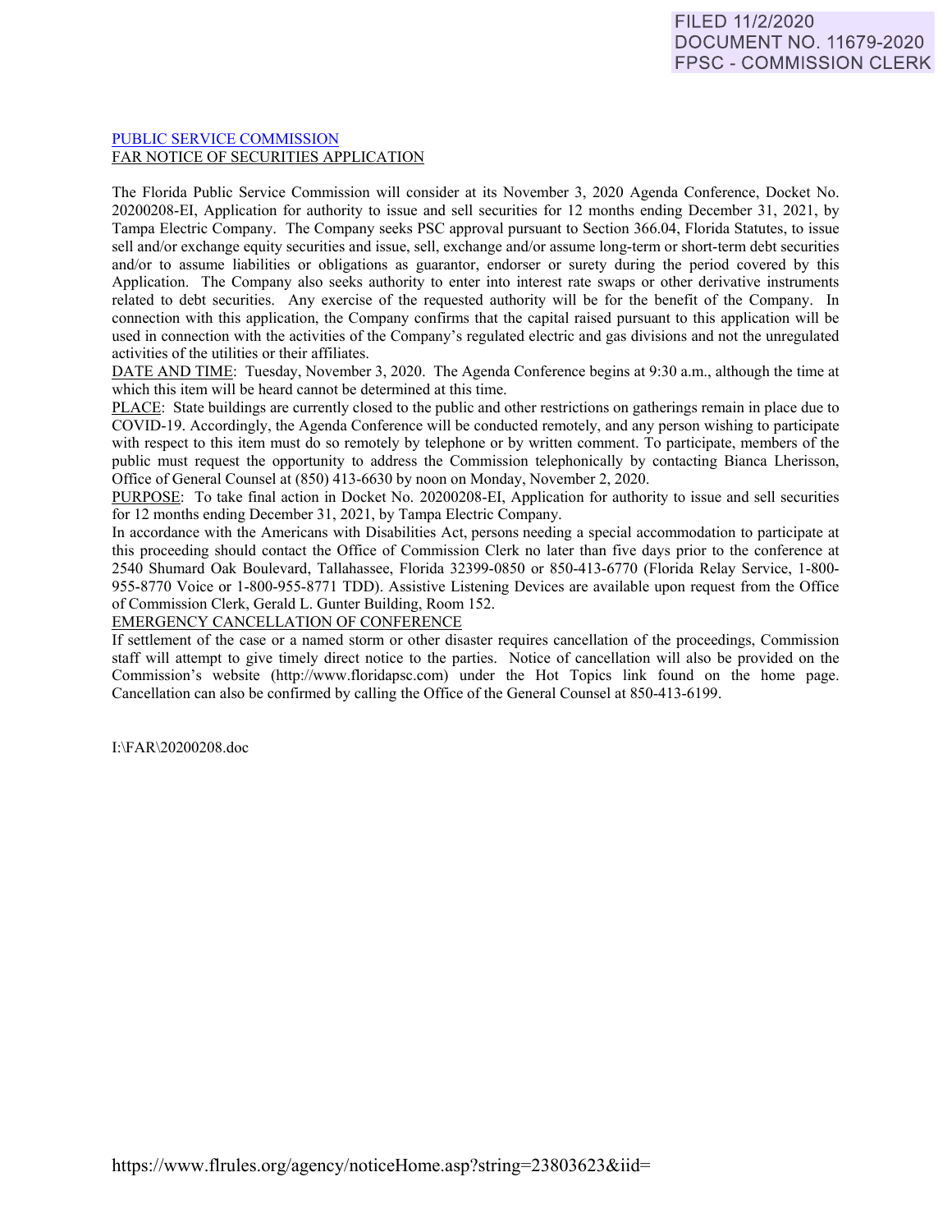FILED 11/2/2020
DOCUMENT NO. 11679-2020
FPSC - COMMISSION CLERK

PUBLIC SERVICE COMMISSION
FAR NOTICE OF SECURITIES APPLICATION

The Florida Public Service Commission will consider at its November 3, 2020 Agenda Conference, Docket No. 20200208-EI, Application for authority to issue and sell securities for 12 months ending December 31, 2021, by Tampa Electric Company. The Company seeks PSC approval pursuant to Section 366.04, Florida Statutes, to issue sell and/or exchange equity securities and issue, sell, exchange and/or assume long-term or short-term debt securities and/or to assume liabilities or obligations as guarantor, endorser or surety during the period covered by this Application. The Company also seeks authority to enter into interest rate swaps or other derivative instruments related to debt securities. Any exercise of the requested authority will be for the benefit of the Company. In connection with this application, the Company confirms that the capital raised pursuant to this application will be used in connection with the activities of the Company's regulated electric and gas divisions and not the unregulated activities of the utilities or their affiliates.

DATE AND TIME: Tuesday, November 3, 2020. The Agenda Conference begins at 9:30 a.m., although the time at which this item will be heard cannot be determined at this time.

PLACE: State buildings are currently closed to the public and other restrictions on gatherings remain in place due to COVID-19. Accordingly, the Agenda Conference will be conducted remotely, and any person wishing to participate with respect to this item must do so remotely by telephone or by written comment. To participate, members of the public must request the opportunity to address the Commission telephonically by contacting Bianca Lherisson, Office of General Counsel at (850) 413-6630 by noon on Monday, November 2, 2020.

PURPOSE: To take final action in Docket No. 20200208-EI, Application for authority to issue and sell securities for 12 months ending December 31, 2021, by Tampa Electric Company.

In accordance with the Americans with Disabilities Act, persons needing a special accommodation to participate at this proceeding should contact the Office of Commission Clerk no later than five days prior to the conference at 2540 Shumard Oak Boulevard, Tallahassee, Florida 32399-0850 or 850-413-6770 (Florida Relay Service, 1-800-955-8770 Voice or 1-800-955-8771 TDD). Assistive Listening Devices are available upon request from the Office of Commission Clerk, Gerald L. Gunter Building, Room 152.

EMERGENCY CANCELLATION OF CONFERENCE

If settlement of the case or a named storm or other disaster requires cancellation of the proceedings, Commission staff will attempt to give timely direct notice to the parties. Notice of cancellation will also be provided on the Commission's website (http://www.floridapsc.com) under the Hot Topics link found on the home page. Cancellation can also be confirmed by calling the Office of the General Counsel at 850-413-6199.

I:\FAR\20200208.doc

https://www.flrules.org/agency/noticeHome.asp?string=23803623&iid=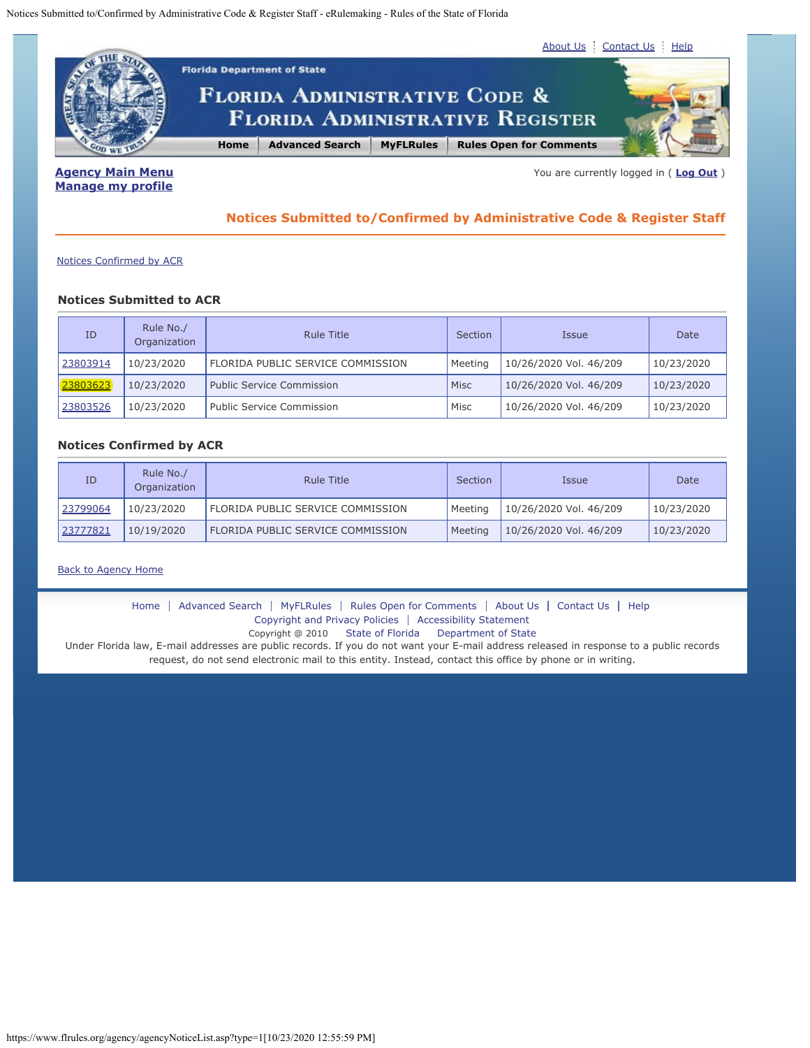About Us | Contact Us | Help

Florida Department of State

# FLORIDA ADMINISTRATIVE CODE & FLORIDA ADMINISTRATIVE REGISTER

Home | Advanced Search | MyFLRules | Rules Open for Comments

**Agency Main Menu**
**Manage my profile**

You are currently logged in ( **Log Out** )

## Notices Submitted to/Confirmed by Administrative Code & Register Staff

Notices Confirmed by ACR

### Notices Submitted to ACR

| ID | Rule No./ Organization | Rule Title | Section | Issue | Date |
|---|---|---|---|---|---|
| 23803914 | 10/23/2020 | FLORIDA PUBLIC SERVICE COMMISSION | Meeting | 10/26/2020 Vol. 46/209 | 10/23/2020 |
| 23803623 | 10/23/2020 | Public Service Commission | Misc | 10/26/2020 Vol. 46/209 | 10/23/2020 |
| 23803526 | 10/23/2020 | Public Service Commission | Misc | 10/26/2020 Vol. 46/209 | 10/23/2020 |

### Notices Confirmed by ACR

| ID | Rule No./ Organization | Rule Title | Section | Issue | Date |
|---|---|---|---|---|---|
| 23799064 | 10/23/2020 | FLORIDA PUBLIC SERVICE COMMISSION | Meeting | 10/26/2020 Vol. 46/209 | 10/23/2020 |
| 23777821 | 10/19/2020 | FLORIDA PUBLIC SERVICE COMMISSION | Meeting | 10/26/2020 Vol. 46/209 | 10/23/2020 |

Back to Agency Home

Home | Advanced Search | MyFLRules | Rules Open for Comments | About Us | Contact Us | Help
Copyright and Privacy Policies | Accessibility Statement
Copyright @ 2010 State of Florida Department of State
Under Florida law, E-mail addresses are public records. If you do not want your E-mail address released in response to a public records request, do not send electronic mail to this entity. Instead, contact this office by phone or in writing.